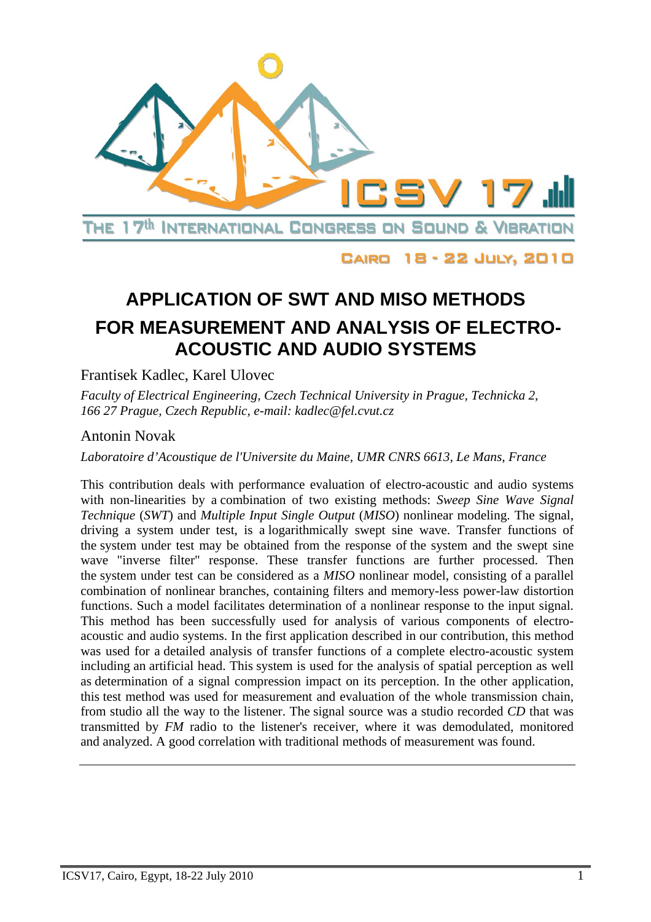# APPLICATION OF SWT AND MISO METHODS FOR MEASUREMENT AND ANALYSIS OF ELECTRO-ACOUSTIC AND AUDIO SYSTEMS

Frantisek Kadlec, Karel Ulovec

*Faculty of Electrical Engineering, Czech Technical University in Prague, Technicka 2, 166 27 Prague, Czech Republic, e-mail: kadlec@fel.cvut.cz*

Antonin Novak

*Laboratoire d'Acoustique de l'Universite du Maine, UMR CNRS 6613, Le Mans, France*

This contribution deals with performance evaluation of electro-acoustic and audio systems with non-linearities by a combination of two existing methods: *Sweep Sine Wave Signal Technique* (*SWT*) and *Multiple Input Single Output* (*MISO*) nonlinear modeling. The signal, driving a system under test, is a logarithmically swept sine wave. Transfer functions of the system under test may be obtained from the response of the system and the swept sine wave "inverse filter" response. These transfer functions are further processed. Then the system under test can be considered as a *MISO* nonlinear model, consisting of a parallel combination of nonlinear branches, containing filters and memory-less power-law distortion functions. Such a model facilitates determination of a nonlinear response to the input signal. This method has been successfully used for analysis of various components of electro-acoustic and audio systems. In the first application described in our contribution, this method was used for a detailed analysis of transfer functions of a complete electro-acoustic system including an artificial head. This system is used for the analysis of spatial perception as well as determination of a signal compression impact on its perception. In the other application, this test method was used for measurement and evaluation of the whole transmission chain, from studio all the way to the listener. The signal source was a studio recorded *CD* that was transmitted by *FM* radio to the listener's receiver, where it was demodulated, monitored and analyzed. A good correlation with traditional methods of measurement was found.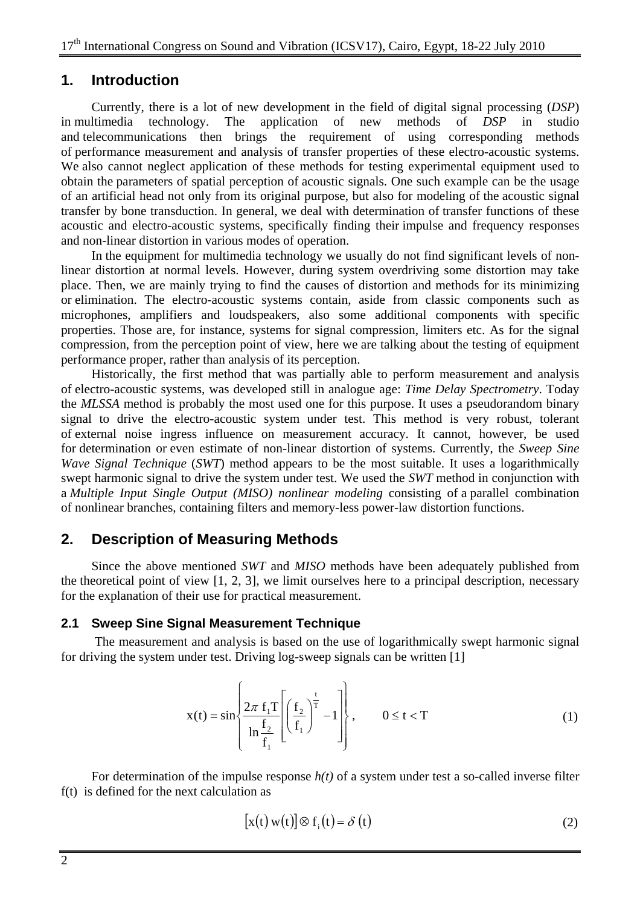## 1. Introduction

Currently, there is a lot of new development in the field of digital signal processing (*DSP*) in multimedia technology. The application of new methods of *DSP* in studio and telecommunications then brings the requirement of using corresponding methods of performance measurement and analysis of transfer properties of these electro-acoustic systems. We also cannot neglect application of these methods for testing experimental equipment used to obtain the parameters of spatial perception of acoustic signals. One such example can be the usage of an artificial head not only from its original purpose, but also for modeling of the acoustic signal transfer by bone transduction. In general, we deal with determination of transfer functions of these acoustic and electro-acoustic systems, specifically finding their impulse and frequency responses and non-linear distortion in various modes of operation.

In the equipment for multimedia technology we usually do not find significant levels of non-linear distortion at normal levels. However, during system overdriving some distortion may take place. Then, we are mainly trying to find the causes of distortion and methods for its minimizing or elimination. The electro-acoustic systems contain, aside from classic components such as microphones, amplifiers and loudspeakers, also some additional components with specific properties. Those are, for instance, systems for signal compression, limiters etc. As for the signal compression, from the perception point of view, here we are talking about the testing of equipment performance proper, rather than analysis of its perception.

Historically, the first method that was partially able to perform measurement and analysis of electro-acoustic systems, was developed still in analogue age: *Time Delay Spectrometry*. Today the *MLSSA* method is probably the most used one for this purpose. It uses a pseudorandom binary signal to drive the electro-acoustic system under test. This method is very robust, tolerant of external noise ingress influence on measurement accuracy. It cannot, however, be used for determination or even estimate of non-linear distortion of systems. Currently, the *Sweep Sine Wave Signal Technique* (*SWT*) method appears to be the most suitable. It uses a logarithmically swept harmonic signal to drive the system under test. We used the *SWT* method in conjunction with a *Multiple Input Single Output (MISO) nonlinear modeling* consisting of a parallel combination of nonlinear branches, containing filters and memory-less power-law distortion functions.

## 2. Description of Measuring Methods

Since the above mentioned *SWT* and *MISO* methods have been adequately published from the theoretical point of view [1, 2, 3], we limit ourselves here to a principal description, necessary for the explanation of their use for practical measurement.

### 2.1 Sweep Sine Signal Measurement Technique

The measurement and analysis is based on the use of logarithmically swept harmonic signal for driving the system under test. Driving log-sweep signals can be written [1]

$$x(t) = \sin\left\{ \frac{2\pi\, f_1 T}{\ln \frac{f_2}{f_1}} \left[ \left( \frac{f_2}{f_1} \right)^{\frac{t}{T}} - 1 \right] \right\}, \qquad 0 \le t < T \tag{1}$$

For determination of the impulse response $h(t)$ of a system under test a so-called inverse filter f(t) is defined for the next calculation as

$$\left[ x(t)\, w(t) \right] \otimes f_i(t) = \delta(t) \tag{2}$$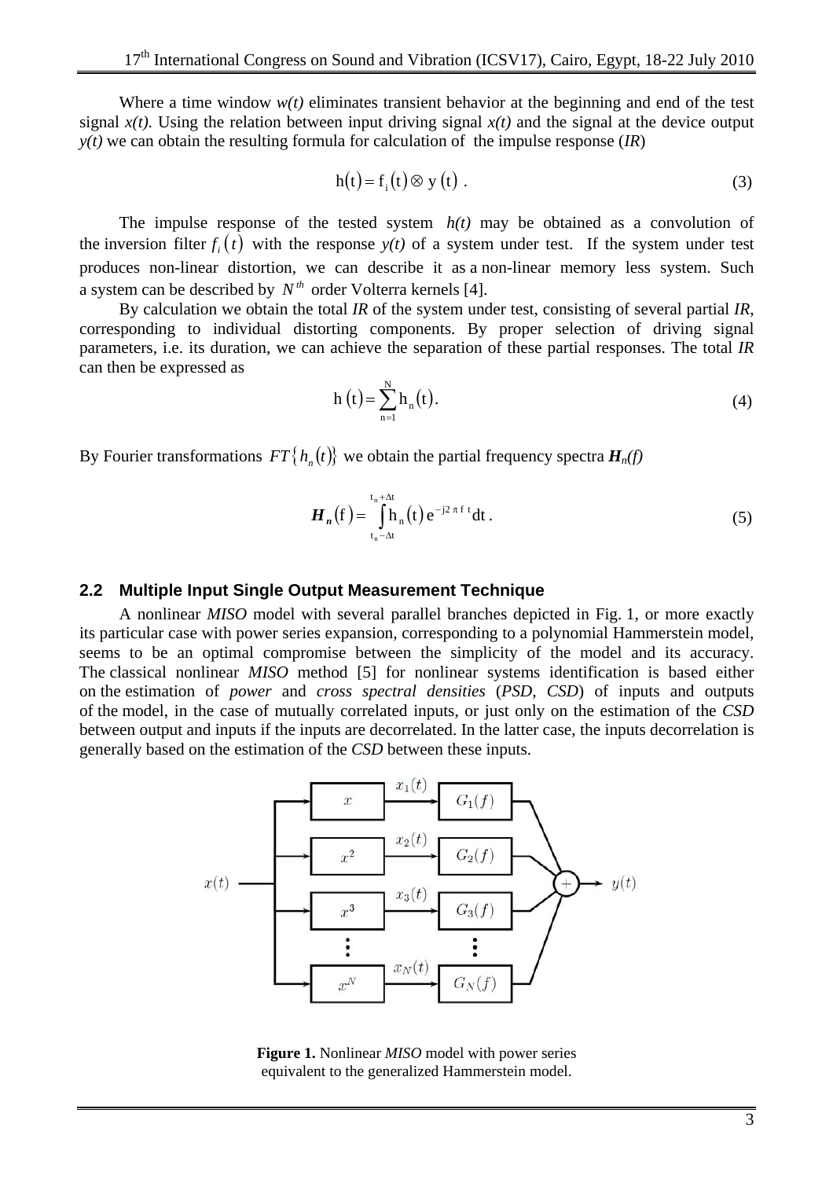Where a time window $w(t)$ eliminates transient behavior at the beginning and end of the test signal $x(t)$. Using the relation between input driving signal $x(t)$ and the signal at the device output $y(t)$ we can obtain the resulting formula for calculation of the impulse response (*IR*)

$$h(t) = f_i(t) \otimes y(t) \; . \tag{3}$$

The impulse response of the tested system $h(t)$ may be obtained as a convolution of the inversion filter $f_i(t)$ with the response $y(t)$ of a system under test. If the system under test produces non-linear distortion, we can describe it as a non-linear memory less system. Such a system can be described by $N^{th}$ order Volterra kernels [4].

By calculation we obtain the total *IR* of the system under test, consisting of several partial *IR*, corresponding to individual distorting components. By proper selection of driving signal parameters, i.e. its duration, we can achieve the separation of these partial responses. The total *IR* can then be expressed as

$$h(t) = \sum_{n=1}^{N} h_n(t). \tag{4}$$

By Fourier transformations $FT\{h_n(t)\}$ we obtain the partial frequency spectra $\boldsymbol{H}_n(f)$

$$\boldsymbol{H}_n(f) = \int_{t_n - \Delta t}^{t_n + \Delta t} h_n(t)\, e^{-j2\pi f t} dt \, . \tag{5}$$

### 2.2 Multiple Input Single Output Measurement Technique

A nonlinear *MISO* model with several parallel branches depicted in Fig. 1, or more exactly its particular case with power series expansion, corresponding to a polynomial Hammerstein model, seems to be an optimal compromise between the simplicity of the model and its accuracy. The classical nonlinear *MISO* method [5] for nonlinear systems identification is based either on the estimation of *power* and *cross spectral densities* (*PSD, CSD*) of inputs and outputs of the model, in the case of mutually correlated inputs, or just only on the estimation of the *CSD* between output and inputs if the inputs are decorrelated. In the latter case, the inputs decorrelation is generally based on the estimation of the *CSD* between these inputs.

**Figure 1.** Nonlinear *MISO* model with power series equivalent to the generalized Hammerstein model.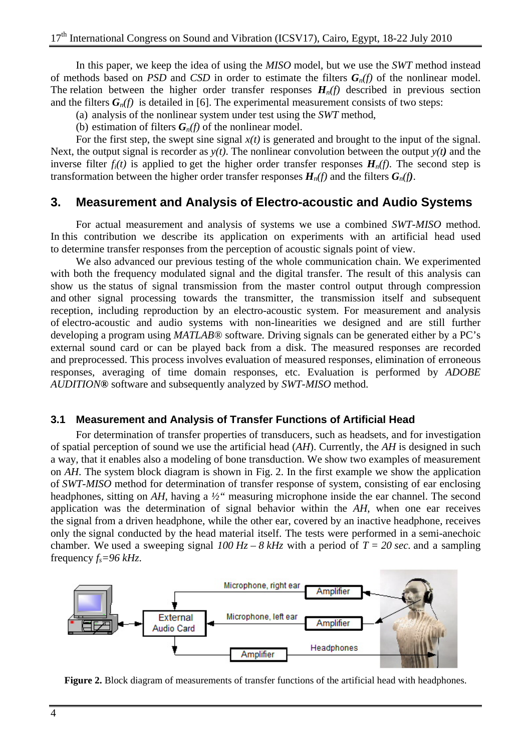In this paper, we keep the idea of using the *MISO* model, but we use the *SWT* method instead of methods based on *PSD* and *CSD* in order to estimate the filters $\boldsymbol{G}_n(f)$ of the nonlinear model. The relation between the higher order transfer responses $\boldsymbol{H}_n(f)$ described in previous section and the filters $\boldsymbol{G}_n(f)$ is detailed in [6]. The experimental measurement consists of two steps:

(a) analysis of the nonlinear system under test using the *SWT* method,

(b) estimation of filters $\boldsymbol{G}_n(f)$ of the nonlinear model.

For the first step, the swept sine signal $x(t)$ is generated and brought to the input of the signal. Next, the output signal is recorder as $y(t)$. The nonlinear convolution between the output $y(t)$ and the inverse filter $f_i(t)$ is applied to get the higher order transfer responses $\boldsymbol{H}_n(f)$. The second step is transformation between the higher order transfer responses $\boldsymbol{H}_n(f)$ and the filters $\boldsymbol{G}_n(f)$.

## 3. Measurement and Analysis of Electro-acoustic and Audio Systems

For actual measurement and analysis of systems we use a combined *SWT-MISO* method. In this contribution we describe its application on experiments with an artificial head used to determine transfer responses from the perception of acoustic signals point of view.

We also advanced our previous testing of the whole communication chain. We experimented with both the frequency modulated signal and the digital transfer. The result of this analysis can show us the status of signal transmission from the master control output through compression and other signal processing towards the transmitter, the transmission itself and subsequent reception, including reproduction by an electro-acoustic system. For measurement and analysis of electro-acoustic and audio systems with non-linearities we designed and are still further developing a program using *MATLAB®* software. Driving signals can be generated either by a PC's external sound card or can be played back from a disk. The measured responses are recorded and preprocessed. This process involves evaluation of measured responses, elimination of erroneous responses, averaging of time domain responses, etc. Evaluation is performed by *ADOBE AUDITION®* software and subsequently analyzed by *SWT-MISO* method.

### 3.1 Measurement and Analysis of Transfer Functions of Artificial Head

For determination of transfer properties of transducers, such as headsets, and for investigation of spatial perception of sound we use the artificial head (*AH*). Currently, the *AH* is designed in such a way, that it enables also a modeling of bone transduction. We show two examples of measurement on *AH*. The system block diagram is shown in Fig. 2. In the first example we show the application of *SWT-MISO* method for determination of transfer response of system, consisting of ear enclosing headphones, sitting on *AH*, having a *½"* measuring microphone inside the ear channel. The second application was the determination of signal behavior within the *AH*, when one ear receives the signal from a driven headphone, while the other ear, covered by an inactive headphone, receives only the signal conducted by the head material itself. The tests were performed in a semi-anechoic chamber. We used a sweeping signal *100 Hz – 8 kHz* with a period of $T = 20$ *sec.* and a sampling frequency $f_s = 96$ *kHz*.

**Figure 2.** Block diagram of measurements of transfer functions of the artificial head with headphones.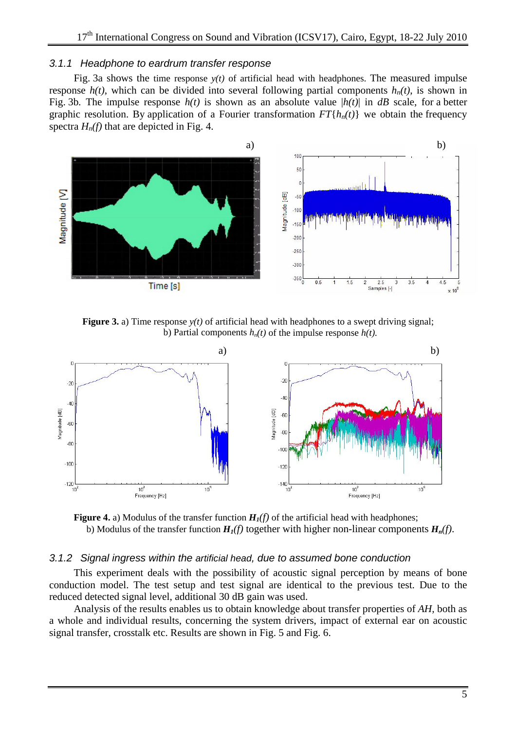### 3.1.1 Headphone to eardrum transfer response

Fig. 3a shows the time response $y(t)$ of artificial head with headphones. The measured impulse response $h(t)$, which can be divided into several following partial components $h_n(t)$, is shown in Fig. 3b. The impulse response $h(t)$ is shown as an absolute value $|h(t)|$ in $dB$ scale, for a better graphic resolution. By application of a Fourier transformation $FT\{h_n(t)\}$ we obtain the frequency spectra $H_n(f)$ that are depicted in Fig. 4.

**Figure 3.** a) Time response $y(t)$ of artificial head with headphones to a swept driving signal; b) Partial components $h_n(t)$ of the impulse response $h(t)$.

**Figure 4.** a) Modulus of the transfer function $\boldsymbol{H_1(f)}$ of the artificial head with headphones; b) Modulus of the transfer function $\boldsymbol{H_1(f)}$ together with higher non-linear components $\boldsymbol{H_n(f)}$.

### 3.1.2 Signal ingress within the artificial head, due to assumed bone conduction

This experiment deals with the possibility of acoustic signal perception by means of bone conduction model. The test setup and test signal are identical to the previous test. Due to the reduced detected signal level, additional 30 dB gain was used.

Analysis of the results enables us to obtain knowledge about transfer properties of *AH*, both as a whole and individual results, concerning the system drivers, impact of external ear on acoustic signal transfer, crosstalk etc. Results are shown in Fig. 5 and Fig. 6.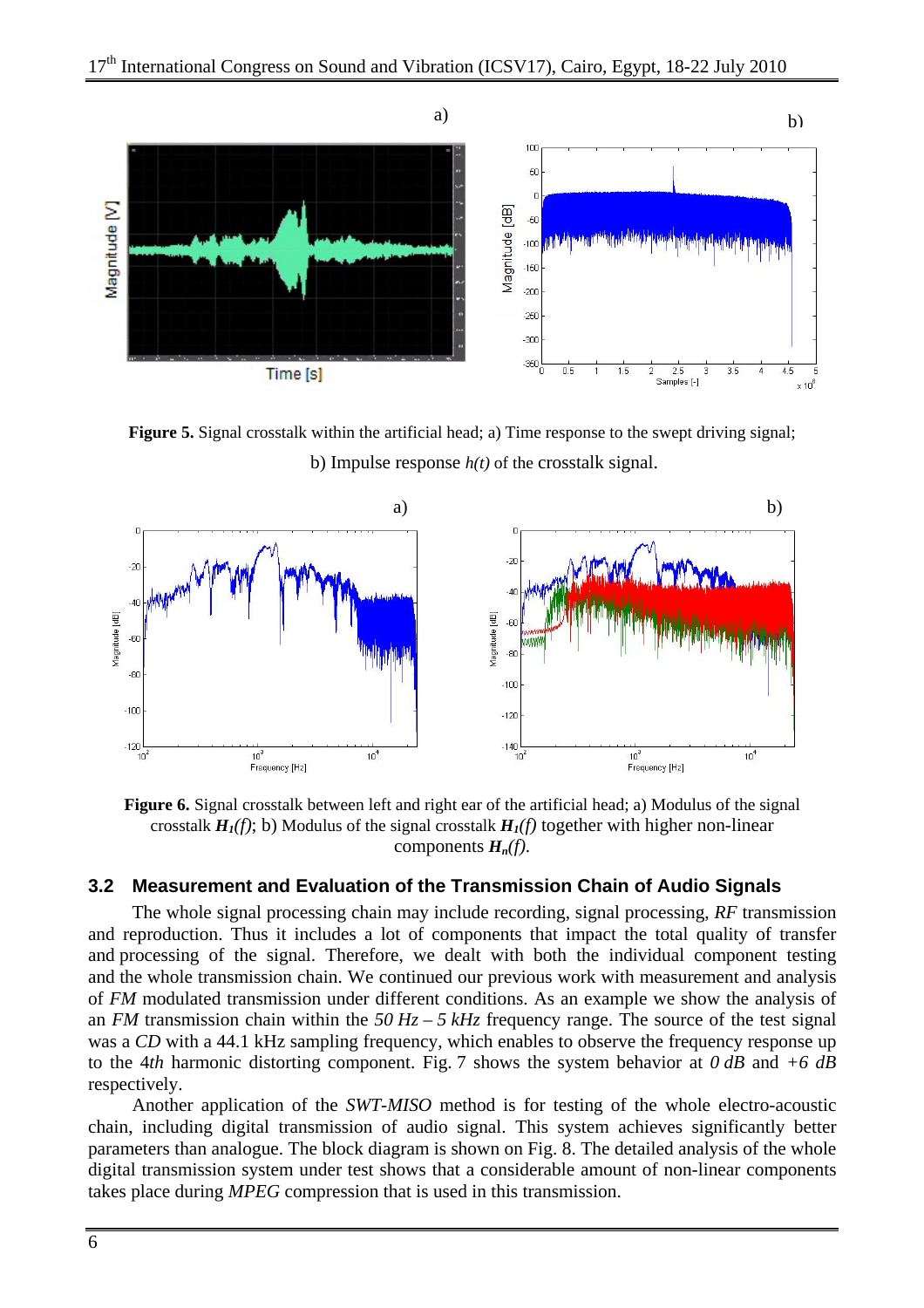**Figure 5.** Signal crosstalk within the artificial head; a) Time response to the swept driving signal; b) Impulse response *h(t)* of the crosstalk signal.

**Figure 6.** Signal crosstalk between left and right ear of the artificial head; a) Modulus of the signal crosstalk $\boldsymbol{H_1}(f)$; b) Modulus of the signal crosstalk $\boldsymbol{H_1}(f)$ together with higher non-linear components $\boldsymbol{H_n}(f)$.

### 3.2 Measurement and Evaluation of the Transmission Chain of Audio Signals

The whole signal processing chain may include recording, signal processing, *RF* transmission and reproduction. Thus it includes a lot of components that impact the total quality of transfer and processing of the signal. Therefore, we dealt with both the individual component testing and the whole transmission chain. We continued our previous work with measurement and analysis of *FM* modulated transmission under different conditions. As an example we show the analysis of an *FM* transmission chain within the *50 Hz – 5 kHz* frequency range. The source of the test signal was a *CD* with a 44.1 kHz sampling frequency, which enables to observe the frequency response up to the 4*th* harmonic distorting component. Fig. 7 shows the system behavior at *0 dB* and *+6 dB* respectively.

Another application of the *SWT-MISO* method is for testing of the whole electro-acoustic chain, including digital transmission of audio signal. This system achieves significantly better parameters than analogue. The block diagram is shown on Fig. 8. The detailed analysis of the whole digital transmission system under test shows that a considerable amount of non-linear components takes place during *MPEG* compression that is used in this transmission.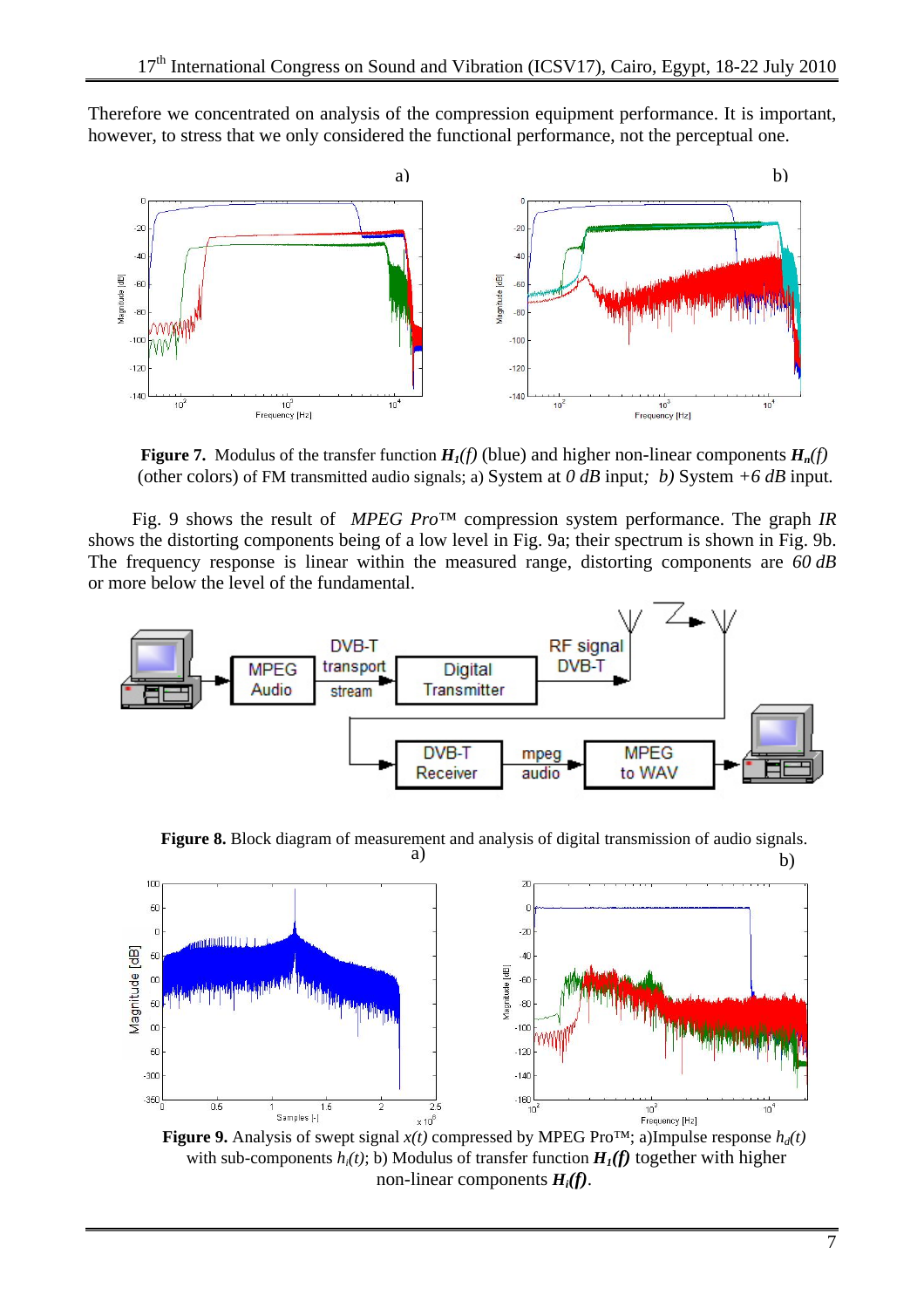Therefore we concentrated on analysis of the compression equipment performance. It is important, however, to stress that we only considered the functional performance, not the perceptual one.

**Figure 7.** Modulus of the transfer function $H_1(f)$ (blue) and higher non-linear components $H_n(f)$ (other colors) of FM transmitted audio signals; a) System at *0 dB* input; *b)* System *+6 dB* input.

Fig. 9 shows the result of *MPEG Pro*™ compression system performance. The graph *IR* shows the distorting components being of a low level in Fig. 9a; their spectrum is shown in Fig. 9b. The frequency response is linear within the measured range, distorting components are *60 dB* or more below the level of the fundamental.

**Figure 8.** Block diagram of measurement and analysis of digital transmission of audio signals.

**Figure 9.** Analysis of swept signal $x(t)$ compressed by MPEG Pro™; a)Impulse response $h_d(t)$ with sub-components $h_i(t)$; b) Modulus of transfer function $H_1(f)$ together with higher non-linear components $H_i(f)$.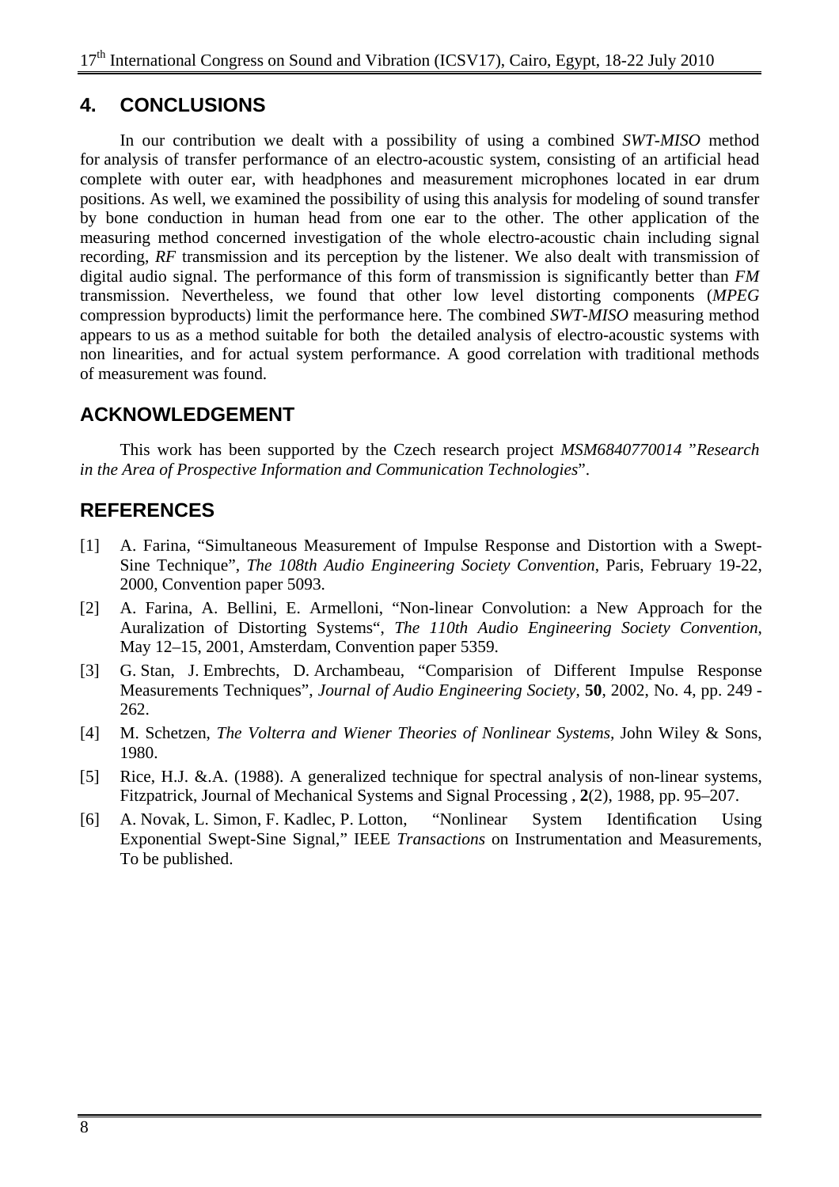## 4. CONCLUSIONS

In our contribution we dealt with a possibility of using a combined *SWT-MISO* method for analysis of transfer performance of an electro-acoustic system, consisting of an artificial head complete with outer ear, with headphones and measurement microphones located in ear drum positions. As well, we examined the possibility of using this analysis for modeling of sound transfer by bone conduction in human head from one ear to the other. The other application of the measuring method concerned investigation of the whole electro-acoustic chain including signal recording, *RF* transmission and its perception by the listener. We also dealt with transmission of digital audio signal. The performance of this form of transmission is significantly better than *FM* transmission. Nevertheless, we found that other low level distorting components (*MPEG* compression byproducts) limit the performance here. The combined *SWT-MISO* measuring method appears to us as a method suitable for both the detailed analysis of electro-acoustic systems with non linearities, and for actual system performance. A good correlation with traditional methods of measurement was found.

## ACKNOWLEDGEMENT

This work has been supported by the Czech research project *MSM6840770014* "*Research in the Area of Prospective Information and Communication Technologies*".

## REFERENCES

[1] A. Farina, "Simultaneous Measurement of Impulse Response and Distortion with a Swept-Sine Technique", *The 108th Audio Engineering Society Convention*, Paris, February 19-22, 2000, Convention paper 5093.

[2] A. Farina, A. Bellini, E. Armelloni, "Non-linear Convolution: a New Approach for the Auralization of Distorting Systems", *The 110th Audio Engineering Society Convention*, May 12–15, 2001, Amsterdam, Convention paper 5359.

[3] G. Stan, J. Embrechts, D. Archambeau, "Comparision of Different Impulse Response Measurements Techniques", *Journal of Audio Engineering Society*, **50**, 2002, No. 4, pp. 249 - 262.

[4] M. Schetzen, *The Volterra and Wiener Theories of Nonlinear Systems*, John Wiley & Sons, 1980.

[5] Rice, H.J. &.A. (1988). A generalized technique for spectral analysis of non-linear systems, Fitzpatrick, Journal of Mechanical Systems and Signal Processing , **2**(2), 1988, pp. 95–207.

[6] A. Novak, L. Simon, F. Kadlec, P. Lotton, "Nonlinear System Identification Using Exponential Swept-Sine Signal," IEEE *Transactions* on Instrumentation and Measurements, To be published.